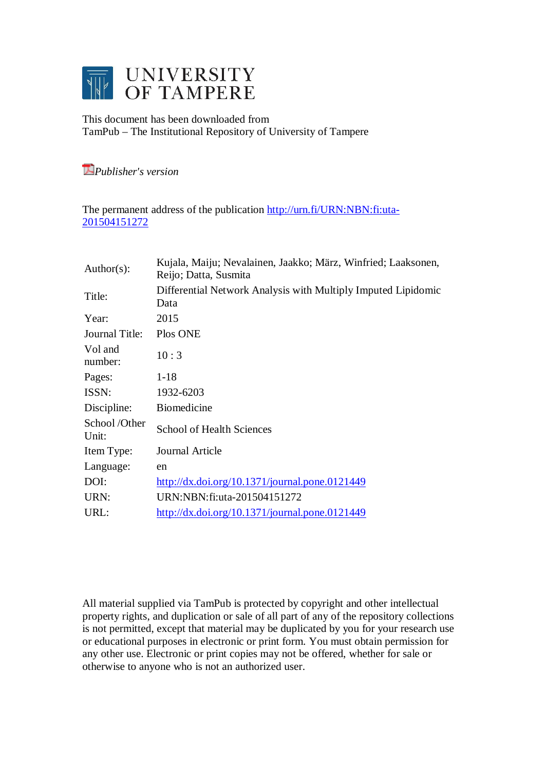# UNIVERSITY OF TAMPERE

This document has been downloaded from
TamPub – The Institutional Repository of University of Tampere

*Publisher's version*

The permanent address of the publication http://urn.fi/URN:NBN:fi:uta-201504151272

| | |
|---|---|
| Author(s): | Kujala, Maiju; Nevalainen, Jaakko; März, Winfried; Laaksonen, Reijo; Datta, Susmita |
| Title: | Differential Network Analysis with Multiply Imputed Lipidomic Data |
| Year: | 2015 |
| Journal Title: | Plos ONE |
| Vol and number: | 10 : 3 |
| Pages: | 1-18 |
| ISSN: | 1932-6203 |
| Discipline: | Biomedicine |
| School /Other Unit: | School of Health Sciences |
| Item Type: | Journal Article |
| Language: | en |
| DOI: | http://dx.doi.org/10.1371/journal.pone.0121449 |
| URN: | URN:NBN:fi:uta-201504151272 |
| URL: | http://dx.doi.org/10.1371/journal.pone.0121449 |

All material supplied via TamPub is protected by copyright and other intellectual property rights, and duplication or sale of all part of any of the repository collections is not permitted, except that material may be duplicated by you for your research use or educational purposes in electronic or print form. You must obtain permission for any other use. Electronic or print copies may not be offered, whether for sale or otherwise to anyone who is not an authorized user.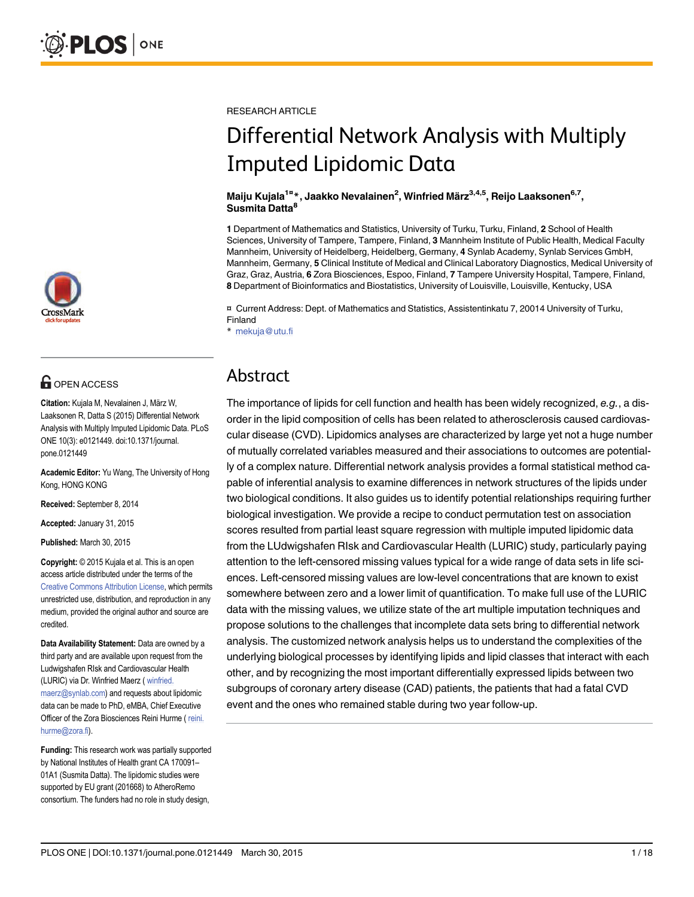RESEARCH ARTICLE

# Differential Network Analysis with Multiply Imputed Lipidomic Data

**Maiju Kujala[1¤]*, Jaakko Nevalainen[2], Winfried März[3,4,5], Reijo Laaksonen[6,7], Susmita Datta[8]**

**1** Department of Mathematics and Statistics, University of Turku, Turku, Finland, **2** School of Health Sciences, University of Tampere, Tampere, Finland, **3** Mannheim Institute of Public Health, Medical Faculty Mannheim, University of Heidelberg, Heidelberg, Germany, **4** Synlab Academy, Synlab Services GmbH, Mannheim, Germany, **5** Clinical Institute of Medical and Clinical Laboratory Diagnostics, Medical University of Graz, Graz, Austria, **6** Zora Biosciences, Espoo, Finland, **7** Tampere University Hospital, Tampere, Finland, **8** Department of Bioinformatics and Biostatistics, University of Louisville, Louisville, Kentucky, USA

¤ Current Address: Dept. of Mathematics and Statistics, Assistentinkatu 7, 20014 University of Turku, Finland
* mekuja@utu.fi

OPEN ACCESS

**Citation:** Kujala M, Nevalainen J, März W, Laaksonen R, Datta S (2015) Differential Network Analysis with Multiply Imputed Lipidomic Data. PLoS ONE 10(3): e0121449. doi:10.1371/journal.pone.0121449

**Academic Editor:** Yu Wang, The University of Hong Kong, HONG KONG

**Received:** September 8, 2014

**Accepted:** January 31, 2015

**Published:** March 30, 2015

**Copyright:** © 2015 Kujala et al. This is an open access article distributed under the terms of the Creative Commons Attribution License, which permits unrestricted use, distribution, and reproduction in any medium, provided the original author and source are credited.

**Data Availability Statement:** Data are owned by a third party and are available upon request from the Ludwigshafen RIsk and Cardiovascular Health (LURIC) via Dr. Winfried Maerz ( winfried.maerz@synlab.com) and requests about lipidomic data can be made to PhD, eMBA, Chief Executive Officer of the Zora Biosciences Reini Hurme ( reini.hurme@zora.fi).

**Funding:** This research work was partially supported by National Institutes of Health grant CA 170091–01A1 (Susmita Datta). The lipidomic studies were supported by EU grant (201668) to AtheroRemo consortium. The funders had no role in study design,

## Abstract

The importance of lipids for cell function and health has been widely recognized, *e.g.*, a disorder in the lipid composition of cells has been related to atherosclerosis caused cardiovascular disease (CVD). Lipidomics analyses are characterized by large yet not a huge number of mutually correlated variables measured and their associations to outcomes are potentially of a complex nature. Differential network analysis provides a formal statistical method capable of inferential analysis to examine differences in network structures of the lipids under two biological conditions. It also guides us to identify potential relationships requiring further biological investigation. We provide a recipe to conduct permutation test on association scores resulted from partial least square regression with multiple imputed lipidomic data from the LUdwigshafen RIsk and Cardiovascular Health (LURIC) study, particularly paying attention to the left-censored missing values typical for a wide range of data sets in life sciences. Left-censored missing values are low-level concentrations that are known to exist somewhere between zero and a lower limit of quantification. To make full use of the LURIC data with the missing values, we utilize state of the art multiple imputation techniques and propose solutions to the challenges that incomplete data sets bring to differential network analysis. The customized network analysis helps us to understand the complexities of the underlying biological processes by identifying lipids and lipid classes that interact with each other, and by recognizing the most important differentially expressed lipids between two subgroups of coronary artery disease (CAD) patients, the patients that had a fatal CVD event and the ones who remained stable during two year follow-up.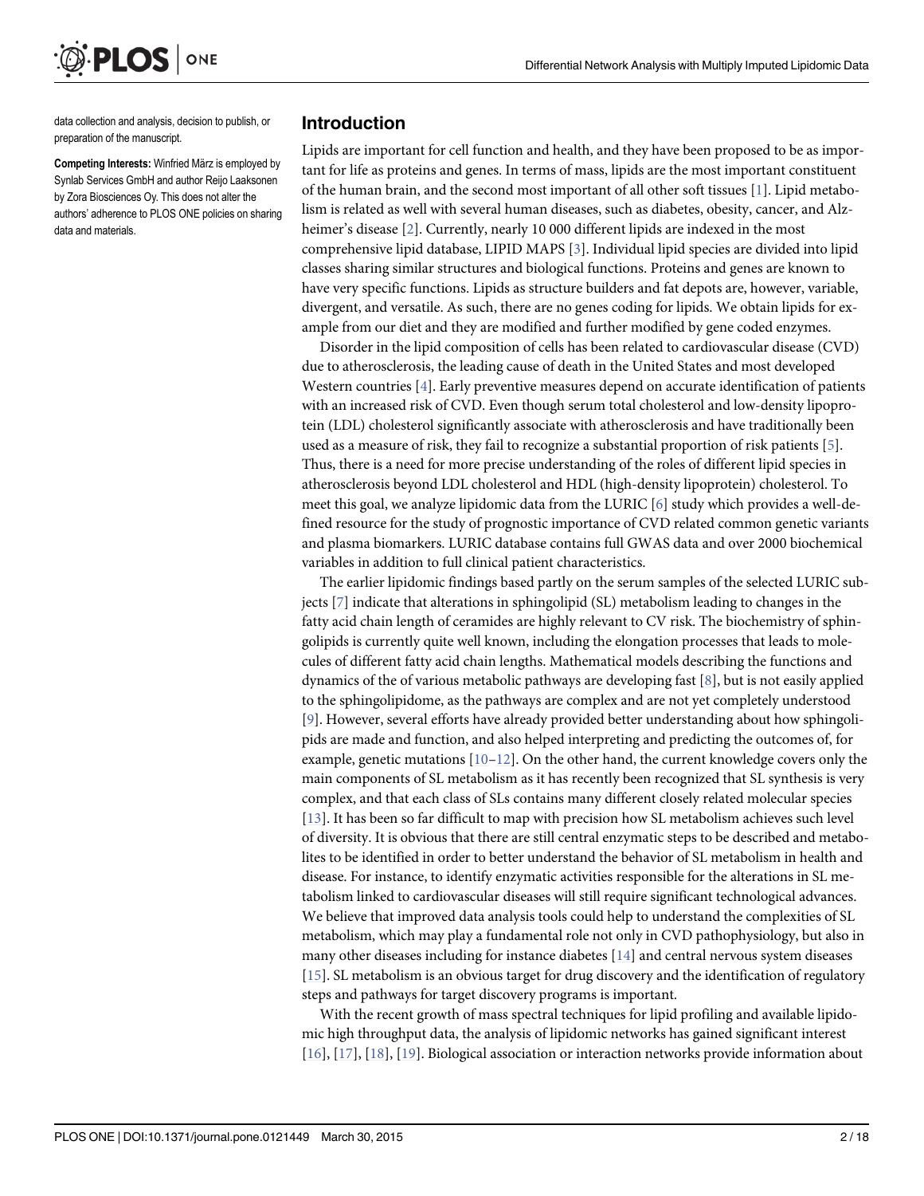data collection and analysis, decision to publish, or preparation of the manuscript.

**Competing Interests:** Winfried März is employed by Synlab Services GmbH and author Reijo Laaksonen by Zora Biosciences Oy. This does not alter the authors' adherence to PLOS ONE policies on sharing data and materials.

## Introduction

Lipids are important for cell function and health, and they have been proposed to be as important for life as proteins and genes. In terms of mass, lipids are the most important constituent of the human brain, and the second most important of all other soft tissues [1]. Lipid metabolism is related as well with several human diseases, such as diabetes, obesity, cancer, and Alzheimer's disease [2]. Currently, nearly 10 000 different lipids are indexed in the most comprehensive lipid database, LIPID MAPS [3]. Individual lipid species are divided into lipid classes sharing similar structures and biological functions. Proteins and genes are known to have very specific functions. Lipids as structure builders and fat depots are, however, variable, divergent, and versatile. As such, there are no genes coding for lipids. We obtain lipids for example from our diet and they are modified and further modified by gene coded enzymes.

Disorder in the lipid composition of cells has been related to cardiovascular disease (CVD) due to atherosclerosis, the leading cause of death in the United States and most developed Western countries [4]. Early preventive measures depend on accurate identification of patients with an increased risk of CVD. Even though serum total cholesterol and low-density lipoprotein (LDL) cholesterol significantly associate with atherosclerosis and have traditionally been used as a measure of risk, they fail to recognize a substantial proportion of risk patients [5]. Thus, there is a need for more precise understanding of the roles of different lipid species in atherosclerosis beyond LDL cholesterol and HDL (high-density lipoprotein) cholesterol. To meet this goal, we analyze lipidomic data from the LURIC [6] study which provides a well-defined resource for the study of prognostic importance of CVD related common genetic variants and plasma biomarkers. LURIC database contains full GWAS data and over 2000 biochemical variables in addition to full clinical patient characteristics.

The earlier lipidomic findings based partly on the serum samples of the selected LURIC subjects [7] indicate that alterations in sphingolipid (SL) metabolism leading to changes in the fatty acid chain length of ceramides are highly relevant to CV risk. The biochemistry of sphingolipids is currently quite well known, including the elongation processes that leads to molecules of different fatty acid chain lengths. Mathematical models describing the functions and dynamics of the of various metabolic pathways are developing fast [8], but is not easily applied to the sphingolipidome, as the pathways are complex and are not yet completely understood [9]. However, several efforts have already provided better understanding about how sphingolipids are made and function, and also helped interpreting and predicting the outcomes of, for example, genetic mutations [10–12]. On the other hand, the current knowledge covers only the main components of SL metabolism as it has recently been recognized that SL synthesis is very complex, and that each class of SLs contains many different closely related molecular species [13]. It has been so far difficult to map with precision how SL metabolism achieves such level of diversity. It is obvious that there are still central enzymatic steps to be described and metabolites to be identified in order to better understand the behavior of SL metabolism in health and disease. For instance, to identify enzymatic activities responsible for the alterations in SL metabolism linked to cardiovascular diseases will still require significant technological advances. We believe that improved data analysis tools could help to understand the complexities of SL metabolism, which may play a fundamental role not only in CVD pathophysiology, but also in many other diseases including for instance diabetes [14] and central nervous system diseases [15]. SL metabolism is an obvious target for drug discovery and the identification of regulatory steps and pathways for target discovery programs is important.

With the recent growth of mass spectral techniques for lipid profiling and available lipidomic high throughput data, the analysis of lipidomic networks has gained significant interest [16], [17], [18], [19]. Biological association or interaction networks provide information about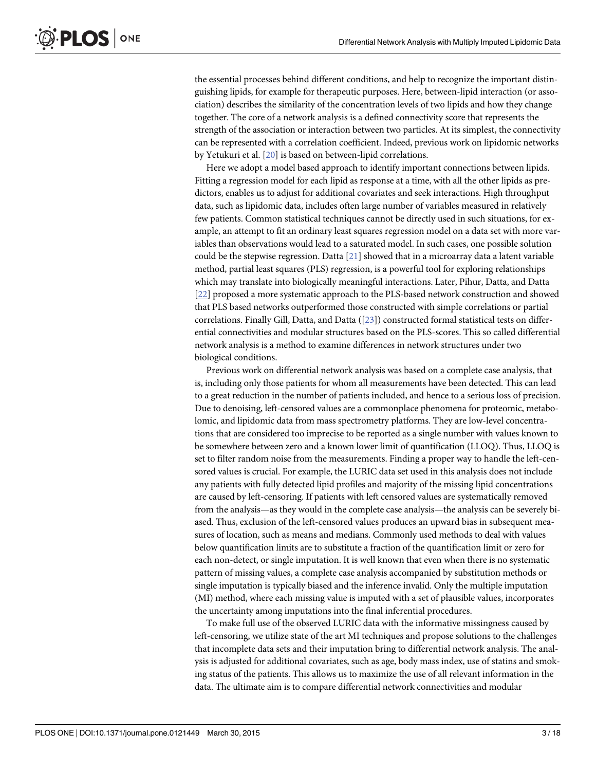the essential processes behind different conditions, and help to recognize the important distinguishing lipids, for example for therapeutic purposes. Here, between-lipid interaction (or association) describes the similarity of the concentration levels of two lipids and how they change together. The core of a network analysis is a defined connectivity score that represents the strength of the association or interaction between two particles. At its simplest, the connectivity can be represented with a correlation coefficient. Indeed, previous work on lipidomic networks by Yetukuri et al. [20] is based on between-lipid correlations.

Here we adopt a model based approach to identify important connections between lipids. Fitting a regression model for each lipid as response at a time, with all the other lipids as predictors, enables us to adjust for additional covariates and seek interactions. High throughput data, such as lipidomic data, includes often large number of variables measured in relatively few patients. Common statistical techniques cannot be directly used in such situations, for example, an attempt to fit an ordinary least squares regression model on a data set with more variables than observations would lead to a saturated model. In such cases, one possible solution could be the stepwise regression. Datta [21] showed that in a microarray data a latent variable method, partial least squares (PLS) regression, is a powerful tool for exploring relationships which may translate into biologically meaningful interactions. Later, Pihur, Datta, and Datta [22] proposed a more systematic approach to the PLS-based network construction and showed that PLS based networks outperformed those constructed with simple correlations or partial correlations. Finally Gill, Datta, and Datta ([23]) constructed formal statistical tests on differential connectivities and modular structures based on the PLS-scores. This so called differential network analysis is a method to examine differences in network structures under two biological conditions.

Previous work on differential network analysis was based on a complete case analysis, that is, including only those patients for whom all measurements have been detected. This can lead to a great reduction in the number of patients included, and hence to a serious loss of precision. Due to denoising, left-censored values are a commonplace phenomena for proteomic, metabolomic, and lipidomic data from mass spectrometry platforms. They are low-level concentrations that are considered too imprecise to be reported as a single number with values known to be somewhere between zero and a known lower limit of quantification (LLOQ). Thus, LLOQ is set to filter random noise from the measurements. Finding a proper way to handle the left-censored values is crucial. For example, the LURIC data set used in this analysis does not include any patients with fully detected lipid profiles and majority of the missing lipid concentrations are caused by left-censoring. If patients with left censored values are systematically removed from the analysis—as they would in the complete case analysis—the analysis can be severely biased. Thus, exclusion of the left-censored values produces an upward bias in subsequent measures of location, such as means and medians. Commonly used methods to deal with values below quantification limits are to substitute a fraction of the quantification limit or zero for each non-detect, or single imputation. It is well known that even when there is no systematic pattern of missing values, a complete case analysis accompanied by substitution methods or single imputation is typically biased and the inference invalid. Only the multiple imputation (MI) method, where each missing value is imputed with a set of plausible values, incorporates the uncertainty among imputations into the final inferential procedures.

To make full use of the observed LURIC data with the informative missingness caused by left-censoring, we utilize state of the art MI techniques and propose solutions to the challenges that incomplete data sets and their imputation bring to differential network analysis. The analysis is adjusted for additional covariates, such as age, body mass index, use of statins and smoking status of the patients. This allows us to maximize the use of all relevant information in the data. The ultimate aim is to compare differential network connectivities and modular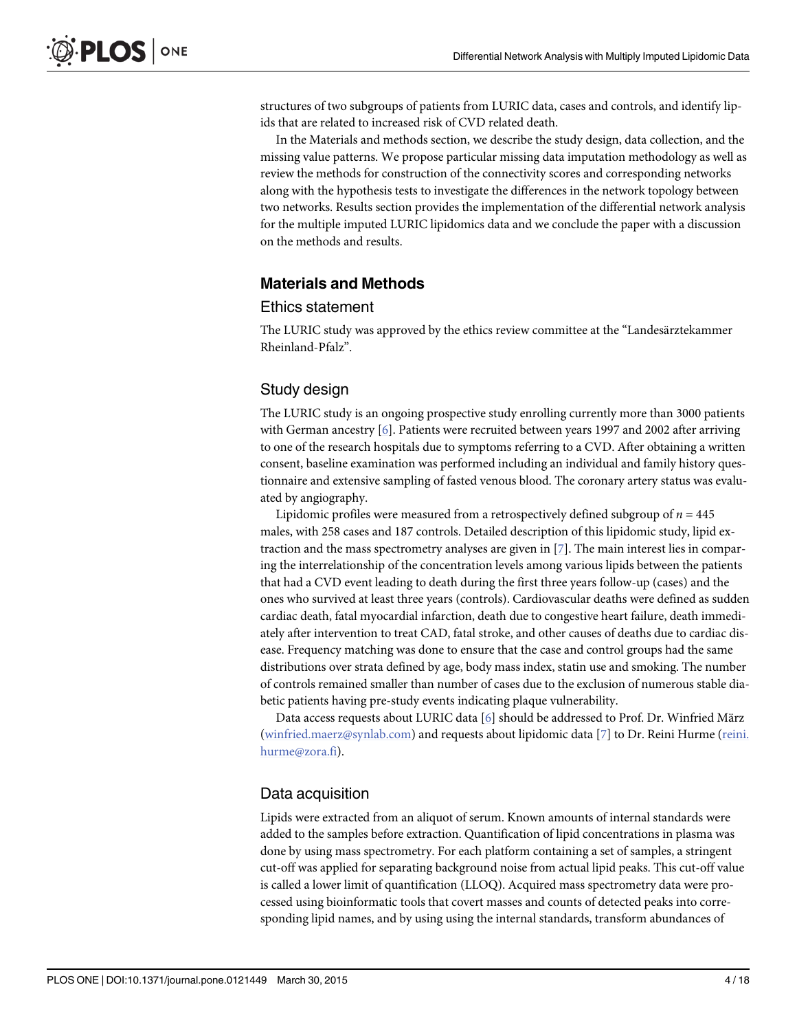structures of two subgroups of patients from LURIC data, cases and controls, and identify lipids that are related to increased risk of CVD related death.

In the Materials and methods section, we describe the study design, data collection, and the missing value patterns. We propose particular missing data imputation methodology as well as review the methods for construction of the connectivity scores and corresponding networks along with the hypothesis tests to investigate the differences in the network topology between two networks. Results section provides the implementation of the differential network analysis for the multiple imputed LURIC lipidomics data and we conclude the paper with a discussion on the methods and results.

## Materials and Methods

### Ethics statement

The LURIC study was approved by the ethics review committee at the "Landesärztekammer Rheinland-Pfalz".

### Study design

The LURIC study is an ongoing prospective study enrolling currently more than 3000 patients with German ancestry [6]. Patients were recruited between years 1997 and 2002 after arriving to one of the research hospitals due to symptoms referring to a CVD. After obtaining a written consent, baseline examination was performed including an individual and family history questionnaire and extensive sampling of fasted venous blood. The coronary artery status was evaluated by angiography.

Lipidomic profiles were measured from a retrospectively defined subgroup of $n = 445$ males, with 258 cases and 187 controls. Detailed description of this lipidomic study, lipid extraction and the mass spectrometry analyses are given in [7]. The main interest lies in comparing the interrelationship of the concentration levels among various lipids between the patients that had a CVD event leading to death during the first three years follow-up (cases) and the ones who survived at least three years (controls). Cardiovascular deaths were defined as sudden cardiac death, fatal myocardial infarction, death due to congestive heart failure, death immediately after intervention to treat CAD, fatal stroke, and other causes of deaths due to cardiac disease. Frequency matching was done to ensure that the case and control groups had the same distributions over strata defined by age, body mass index, statin use and smoking. The number of controls remained smaller than number of cases due to the exclusion of numerous stable diabetic patients having pre-study events indicating plaque vulnerability.

Data access requests about LURIC data [6] should be addressed to Prof. Dr. Winfried März (winfried.maerz@synlab.com) and requests about lipidomic data [7] to Dr. Reini Hurme (reini.hurme@zora.fi).

### Data acquisition

Lipids were extracted from an aliquot of serum. Known amounts of internal standards were added to the samples before extraction. Quantification of lipid concentrations in plasma was done by using mass spectrometry. For each platform containing a set of samples, a stringent cut-off was applied for separating background noise from actual lipid peaks. This cut-off value is called a lower limit of quantification (LLOQ). Acquired mass spectrometry data were processed using bioinformatic tools that covert masses and counts of detected peaks into corresponding lipid names, and by using using the internal standards, transform abundances of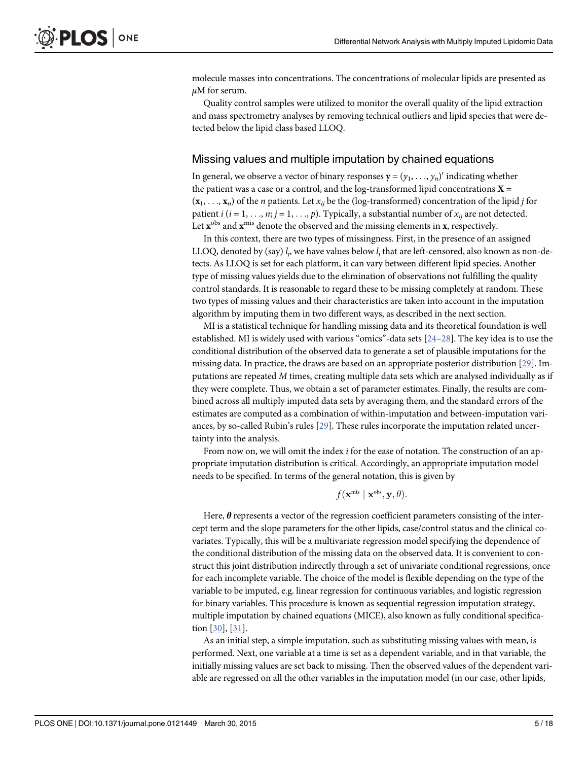molecule masses into concentrations. The concentrations of molecular lipids are presented as $\mu$M for serum.

Quality control samples were utilized to monitor the overall quality of the lipid extraction and mass spectrometry analyses by removing technical outliers and lipid species that were detected below the lipid class based LLOQ.

## Missing values and multiple imputation by chained equations

In general, we observe a vector of binary responses $\mathbf{y} = (y_1, \ldots, y_n)'$ indicating whether the patient was a case or a control, and the log-transformed lipid concentrations $\mathbf{X} = (\mathbf{x}_1, \ldots, \mathbf{x}_n)$ of the $n$ patients. Let $x_{ij}$ be the (log-transformed) concentration of the lipid $j$ for patient $i$ ($i = 1, \ldots, n; j = 1, \ldots, p$). Typically, a substantial number of $x_{ij}$ are not detected. Let $\mathbf{x}^{\text{obs}}$ and $\mathbf{x}^{\text{mis}}$ denote the observed and the missing elements in $\mathbf{x}$, respectively.

In this context, there are two types of missingness. First, in the presence of an assigned LLOQ, denoted by (say) $l_j$, we have values below $l_j$ that are left-censored, also known as non-detects. As LLOQ is set for each platform, it can vary between different lipid species. Another type of missing values yields due to the elimination of observations not fulfilling the quality control standards. It is reasonable to regard these to be missing completely at random. These two types of missing values and their characteristics are taken into account in the imputation algorithm by imputing them in two different ways, as described in the next section.

MI is a statistical technique for handling missing data and its theoretical foundation is well established. MI is widely used with various "omics"-data sets [24–28]. The key idea is to use the conditional distribution of the observed data to generate a set of plausible imputations for the missing data. In practice, the draws are based on an appropriate posterior distribution [29]. Imputations are repeated $M$ times, creating multiple data sets which are analysed individually as if they were complete. Thus, we obtain a set of parameter estimates. Finally, the results are combined across all multiply imputed data sets by averaging them, and the standard errors of the estimates are computed as a combination of within-imputation and between-imputation variances, by so-called Rubin's rules [29]. These rules incorporate the imputation related uncertainty into the analysis.

From now on, we will omit the index $i$ for the ease of notation. The construction of an appropriate imputation distribution is critical. Accordingly, an appropriate imputation model needs to be specified. In terms of the general notation, this is given by

$$f(\mathbf{x}^{\text{mis}} \mid \mathbf{x}^{\text{obs}}, \mathbf{y}, \theta).$$

Here, $\boldsymbol{\theta}$ represents a vector of the regression coefficient parameters consisting of the intercept term and the slope parameters for the other lipids, case/control status and the clinical covariates. Typically, this will be a multivariate regression model specifying the dependence of the conditional distribution of the missing data on the observed data. It is convenient to construct this joint distribution indirectly through a set of univariate conditional regressions, once for each incomplete variable. The choice of the model is flexible depending on the type of the variable to be imputed, e.g. linear regression for continuous variables, and logistic regression for binary variables. This procedure is known as sequential regression imputation strategy, multiple imputation by chained equations (MICE), also known as fully conditional specification [30], [31].

As an initial step, a simple imputation, such as substituting missing values with mean, is performed. Next, one variable at a time is set as a dependent variable, and in that variable, the initially missing values are set back to missing. Then the observed values of the dependent variable are regressed on all the other variables in the imputation model (in our case, other lipids,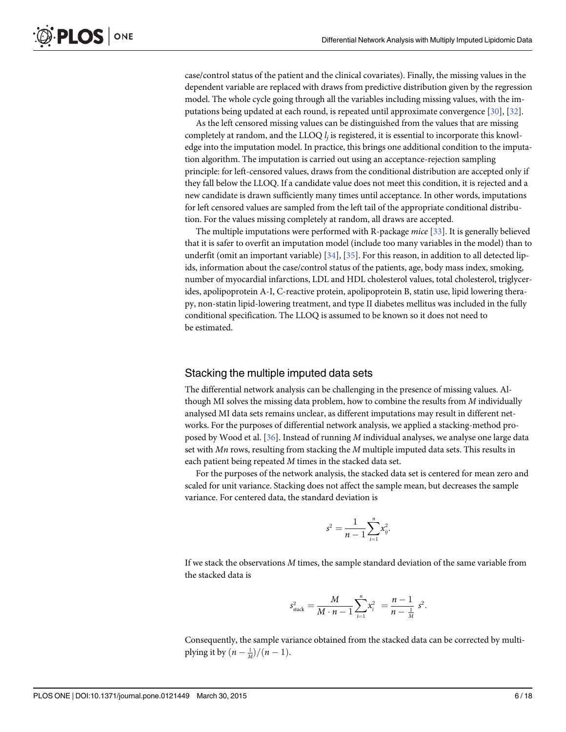case/control status of the patient and the clinical covariates). Finally, the missing values in the dependent variable are replaced with draws from predictive distribution given by the regression model. The whole cycle going through all the variables including missing values, with the imputations being updated at each round, is repeated until approximate convergence [30], [32].

As the left censored missing values can be distinguished from the values that are missing completely at random, and the LLOQ $l_j$ is registered, it is essential to incorporate this knowledge into the imputation model. In practice, this brings one additional condition to the imputation algorithm. The imputation is carried out using an acceptance-rejection sampling principle: for left-censored values, draws from the conditional distribution are accepted only if they fall below the LLOQ. If a candidate value does not meet this condition, it is rejected and a new candidate is drawn sufficiently many times until acceptance. In other words, imputations for left censored values are sampled from the left tail of the appropriate conditional distribution. For the values missing completely at random, all draws are accepted.

The multiple imputations were performed with R-package *mice* [33]. It is generally believed that it is safer to overfit an imputation model (include too many variables in the model) than to underfit (omit an important variable) [34], [35]. For this reason, in addition to all detected lipids, information about the case/control status of the patients, age, body mass index, smoking, number of myocardial infarctions, LDL and HDL cholesterol values, total cholesterol, triglycerides, apolipoprotein A-I, C-reactive protein, apolipoprotein B, statin use, lipid lowering therapy, non-statin lipid-lowering treatment, and type II diabetes mellitus was included in the fully conditional specification. The LLOQ is assumed to be known so it does not need to be estimated.

## Stacking the multiple imputed data sets

The differential network analysis can be challenging in the presence of missing values. Although MI solves the missing data problem, how to combine the results from $M$ individually analysed MI data sets remains unclear, as different imputations may result in different networks. For the purposes of differential network analysis, we applied a stacking-method proposed by Wood et al. [36]. Instead of running $M$ individual analyses, we analyse one large data set with $Mn$ rows, resulting from stacking the $M$ multiple imputed data sets. This results in each patient being repeated $M$ times in the stacked data set.

For the purposes of the network analysis, the stacked data set is centered for mean zero and scaled for unit variance. Stacking does not affect the sample mean, but decreases the sample variance. For centered data, the standard deviation is

$$s^2 = \frac{1}{n-1}\sum_{i=1}^{n} x_{ij}^2.$$

If we stack the observations $M$ times, the sample standard deviation of the same variable from the stacked data is

$$s_{\text{stack}}^2 = \frac{M}{M \cdot n - 1}\sum_{i=1}^{n} x_i^2 \; = \frac{n-1}{n-\frac{1}{M}}\; s^2.$$

Consequently, the sample variance obtained from the stacked data can be corrected by multiplying it by $(n - \frac{1}{M})/(n-1)$.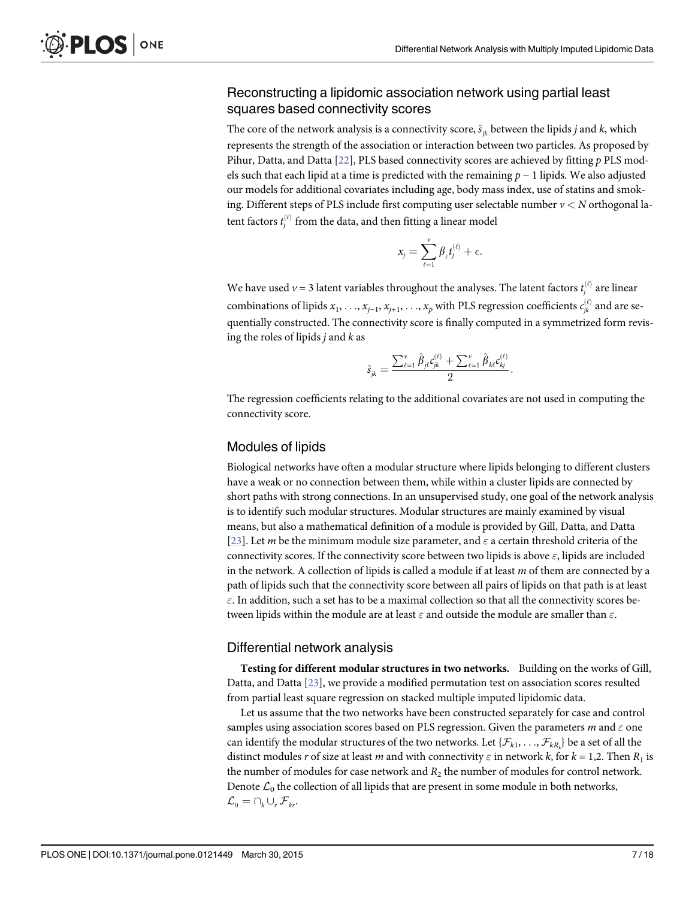## Reconstructing a lipidomic association network using partial least squares based connectivity scores

The core of the network analysis is a connectivity score, $\hat{s}_{jk}$ between the lipids $j$ and $k$, which represents the strength of the association or interaction between two particles. As proposed by Pihur, Datta, and Datta [22], PLS based connectivity scores are achieved by fitting $p$ PLS models such that each lipid at a time is predicted with the remaining $p - 1$ lipids. We also adjusted our models for additional covariates including age, body mass index, use of statins and smoking. Different steps of PLS include first computing user selectable number $v < N$ orthogonal latent factors $t_j^{(\ell)}$ from the data, and then fitting a linear model

$$x_j = \sum_{\ell=1}^{v} \beta_{\ell} t_j^{(\ell)} + \epsilon.$$

We have used $v = 3$ latent variables throughout the analyses. The latent factors $t_j^{(\ell)}$ are linear combinations of lipids $x_1, \ldots, x_{j-1}, x_{j+1}, \ldots, x_p$ with PLS regression coefficients $c_{jk}^{(\ell)}$ and are sequentially constructed. The connectivity score is finally computed in a symmetrized form revising the roles of lipids $j$ and $k$ as

$$\hat{s}_{jk} = \frac{\sum_{\ell=1}^{v} \hat{\beta}_{j\ell} c_{jk}^{(\ell)} + \sum_{\ell=1}^{v} \hat{\beta}_{k\ell} c_{kj}^{(\ell)}}{2}.$$

The regression coefficients relating to the additional covariates are not used in computing the connectivity score.

## Modules of lipids

Biological networks have often a modular structure where lipids belonging to different clusters have a weak or no connection between them, while within a cluster lipids are connected by short paths with strong connections. In an unsupervised study, one goal of the network analysis is to identify such modular structures. Modular structures are mainly examined by visual means, but also a mathematical definition of a module is provided by Gill, Datta, and Datta [23]. Let $m$ be the minimum module size parameter, and $\varepsilon$ a certain threshold criteria of the connectivity scores. If the connectivity score between two lipids is above $\varepsilon$, lipids are included in the network. A collection of lipids is called a module if at least $m$ of them are connected by a path of lipids such that the connectivity score between all pairs of lipids on that path is at least $\varepsilon$. In addition, such a set has to be a maximal collection so that all the connectivity scores between lipids within the module are at least $\varepsilon$ and outside the module are smaller than $\varepsilon$.

## Differential network analysis

**Testing for different modular structures in two networks.** Building on the works of Gill, Datta, and Datta [23], we provide a modified permutation test on association scores resulted from partial least square regression on stacked multiple imputed lipidomic data.

Let us assume that the two networks have been constructed separately for case and control samples using association scores based on PLS regression. Given the parameters $m$ and $\varepsilon$ one can identify the modular structures of the two networks. Let $\{\mathcal{F}_{k1}, \ldots, \mathcal{F}_{kR_k}\}$ be a set of all the distinct modules $r$ of size at least $m$ and with connectivity $\varepsilon$ in network $k$, for $k = 1,2$. Then $R_1$ is the number of modules for case network and $R_2$ the number of modules for control network. Denote $\mathcal{L}_0$ the collection of all lipids that are present in some module in both networks, $\mathcal{L}_0 = \cap_k \cup_r \mathcal{F}_{kr}$.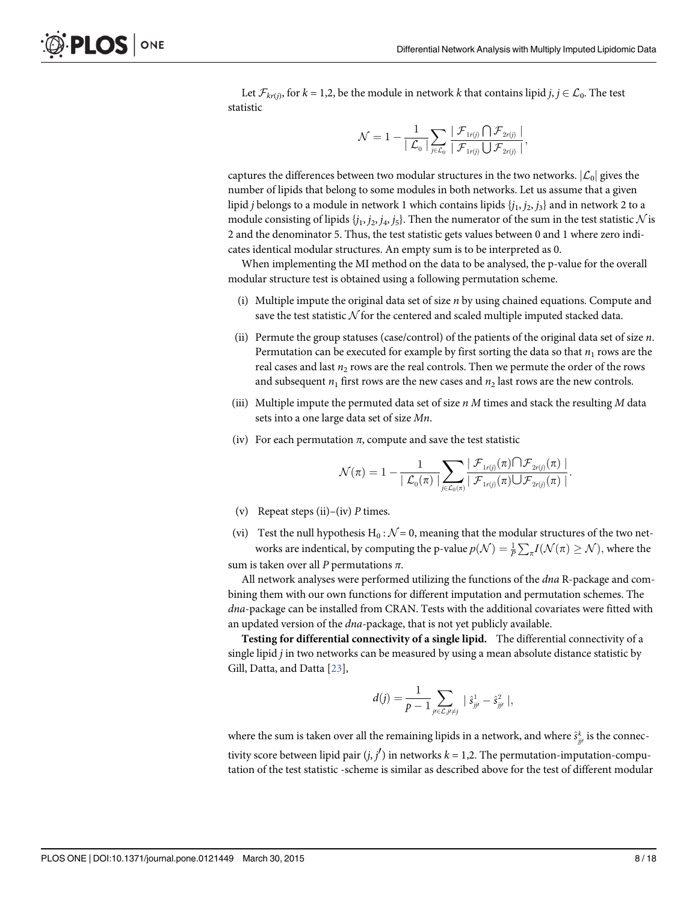Let $\mathcal{F}_{kr(j)}$, for $k = 1,2$, be the module in network $k$ that contains lipid $j$, $j \in \mathcal{L}_0$. The test statistic

$$\mathcal{N} = 1 - \frac{1}{\mid \mathcal{L}_0 \mid} \sum_{j \in \mathcal{L}_0} \frac{\mid \mathcal{F}_{1r(j)} \bigcap \mathcal{F}_{2r(j)} \mid}{\mid \mathcal{F}_{1r(j)} \bigcup \mathcal{F}_{2r(j)} \mid},$$

captures the differences between two modular structures in the two networks. $|\mathcal{L}_0|$ gives the number of lipids that belong to some modules in both networks. Let us assume that a given lipid $j$ belongs to a module in network 1 which contains lipids $\{j_1, j_2, j_3\}$ and in network 2 to a module consisting of lipids $\{j_1, j_2, j_4, j_5\}$. Then the numerator of the sum in the test statistic $\mathcal{N}$ is 2 and the denominator 5. Thus, the test statistic gets values between 0 and 1 where zero indicates identical modular structures. An empty sum is to be interpreted as 0.

When implementing the MI method on the data to be analysed, the p-value for the overall modular structure test is obtained using a following permutation scheme.

(i) Multiple impute the original data set of size $n$ by using chained equations. Compute and save the test statistic $\mathcal{N}$ for the centered and scaled multiple imputed stacked data.

(ii) Permute the group statuses (case/control) of the patients of the original data set of size $n$. Permutation can be executed for example by first sorting the data so that $n_1$ rows are the real cases and last $n_2$ rows are the real controls. Then we permute the order of the rows and subsequent $n_1$ first rows are the new cases and $n_2$ last rows are the new controls.

(iii) Multiple impute the permuted data set of size $n$ $M$ times and stack the resulting $M$ data sets into a one large data set of size $Mn$.

(iv) For each permutation $\pi$, compute and save the test statistic

$$\mathcal{N}(\pi) = 1 - \frac{1}{\mid \mathcal{L}_0(\pi) \mid} \sum_{j \in \mathcal{L}_0(\pi)} \frac{\mid \mathcal{F}_{1r(j)}(\pi) \bigcap \mathcal{F}_{2r(j)}(\pi) \mid}{\mid \mathcal{F}_{1r(j)}(\pi) \bigcup \mathcal{F}_{2r(j)}(\pi) \mid}.$$

(v) Repeat steps (ii)–(iv) $P$ times.

(vi) Test the null hypothesis $\mathrm{H}_0 : \mathcal{N} = 0$, meaning that the modular structures of the two networks are indentical, by computing the p-value $p(\mathcal{N}) = \frac{1}{P} \sum_{\pi} I(\mathcal{N}(\pi) \geq \mathcal{N})$, where the sum is taken over all $P$ permutations $\pi$.

All network analyses were performed utilizing the functions of the *dna* R-package and combining them with our own functions for different imputation and permutation schemes. The *dna*-package can be installed from CRAN. Tests with the additional covariates were fitted with an updated version of the *dna*-package, that is not yet publicly available.

**Testing for differential connectivity of a single lipid.** The differential connectivity of a single lipid $j$ in two networks can be measured by using a mean absolute distance statistic by Gill, Datta, and Datta [23],

$$d(j) = \frac{1}{p-1} \sum_{j' \in \mathcal{L}, j' \neq j} \mid \hat{s}^1_{jj'} - \hat{s}^2_{jj'} \mid,$$

where the sum is taken over all the remaining lipids in a network, and where $\hat{s}^k_{jj'}$ is the connectivity score between lipid pair $(j, j')$ in networks $k = 1,2$. The permutation-imputation-computation of the test statistic -scheme is similar as described above for the test of different modular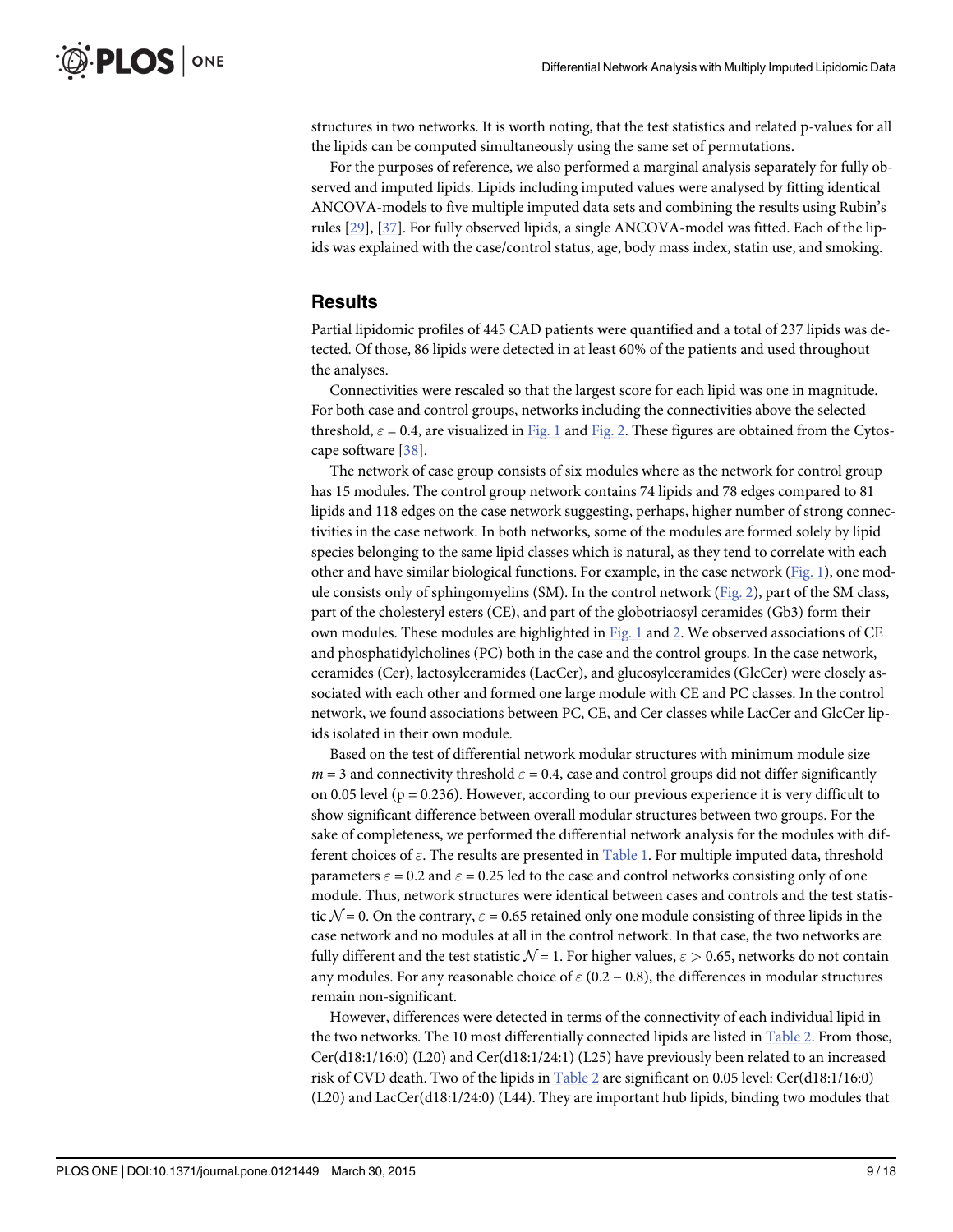structures in two networks. It is worth noting, that the test statistics and related p-values for all the lipids can be computed simultaneously using the same set of permutations.

For the purposes of reference, we also performed a marginal analysis separately for fully observed and imputed lipids. Lipids including imputed values were analysed by fitting identical ANCOVA-models to five multiple imputed data sets and combining the results using Rubin's rules [29], [37]. For fully observed lipids, a single ANCOVA-model was fitted. Each of the lipids was explained with the case/control status, age, body mass index, statin use, and smoking.

## Results

Partial lipidomic profiles of 445 CAD patients were quantified and a total of 237 lipids was detected. Of those, 86 lipids were detected in at least 60% of the patients and used throughout the analyses.

Connectivities were rescaled so that the largest score for each lipid was one in magnitude. For both case and control groups, networks including the connectivities above the selected threshold, $\varepsilon = 0.4$, are visualized in Fig. 1 and Fig. 2. These figures are obtained from the Cytoscape software [38].

The network of case group consists of six modules where as the network for control group has 15 modules. The control group network contains 74 lipids and 78 edges compared to 81 lipids and 118 edges on the case network suggesting, perhaps, higher number of strong connectivities in the case network. In both networks, some of the modules are formed solely by lipid species belonging to the same lipid classes which is natural, as they tend to correlate with each other and have similar biological functions. For example, in the case network (Fig. 1), one module consists only of sphingomyelins (SM). In the control network (Fig. 2), part of the SM class, part of the cholesteryl esters (CE), and part of the globotriaosyl ceramides (Gb3) form their own modules. These modules are highlighted in Fig. 1 and 2. We observed associations of CE and phosphatidylcholines (PC) both in the case and the control groups. In the case network, ceramides (Cer), lactosylceramides (LacCer), and glucosylceramides (GlcCer) were closely associated with each other and formed one large module with CE and PC classes. In the control network, we found associations between PC, CE, and Cer classes while LacCer and GlcCer lipids isolated in their own module.

Based on the test of differential network modular structures with minimum module size $m = 3$ and connectivity threshold $\varepsilon = 0.4$, case and control groups did not differ significantly on 0.05 level ($p = 0.236$). However, according to our previous experience it is very difficult to show significant difference between overall modular structures between two groups. For the sake of completeness, we performed the differential network analysis for the modules with different choices of $\varepsilon$. The results are presented in Table 1. For multiple imputed data, threshold parameters $\varepsilon = 0.2$ and $\varepsilon = 0.25$ led to the case and control networks consisting only of one module. Thus, network structures were identical between cases and controls and the test statistic $\mathcal{N} = 0$. On the contrary, $\varepsilon = 0.65$ retained only one module consisting of three lipids in the case network and no modules at all in the control network. In that case, the two networks are fully different and the test statistic $\mathcal{N} = 1$. For higher values, $\varepsilon > 0.65$, networks do not contain any modules. For any reasonable choice of $\varepsilon$ $(0.2 - 0.8)$, the differences in modular structures remain non-significant.

However, differences were detected in terms of the connectivity of each individual lipid in the two networks. The 10 most differentially connected lipids are listed in Table 2. From those, Cer(d18:1/16:0) (L20) and Cer(d18:1/24:1) (L25) have previously been related to an increased risk of CVD death. Two of the lipids in Table 2 are significant on 0.05 level: Cer(d18:1/16:0) (L20) and LacCer(d18:1/24:0) (L44). They are important hub lipids, binding two modules that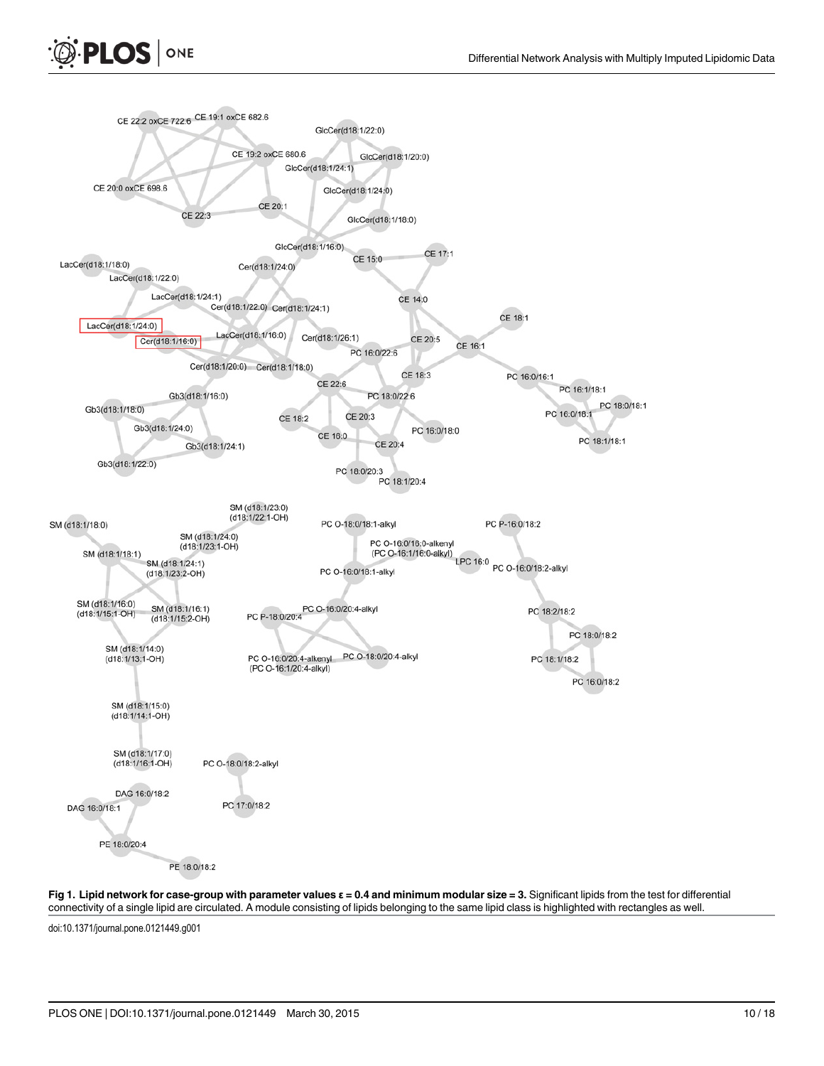**Fig 1. Lipid network for case-group with parameter values ε = 0.4 and minimum modular size = 3.** Significant lipids from the test for differential connectivity of a single lipid are circulated. A module consisting of lipids belonging to the same lipid class is highlighted with rectangles as well.

doi:10.1371/journal.pone.0121449.g001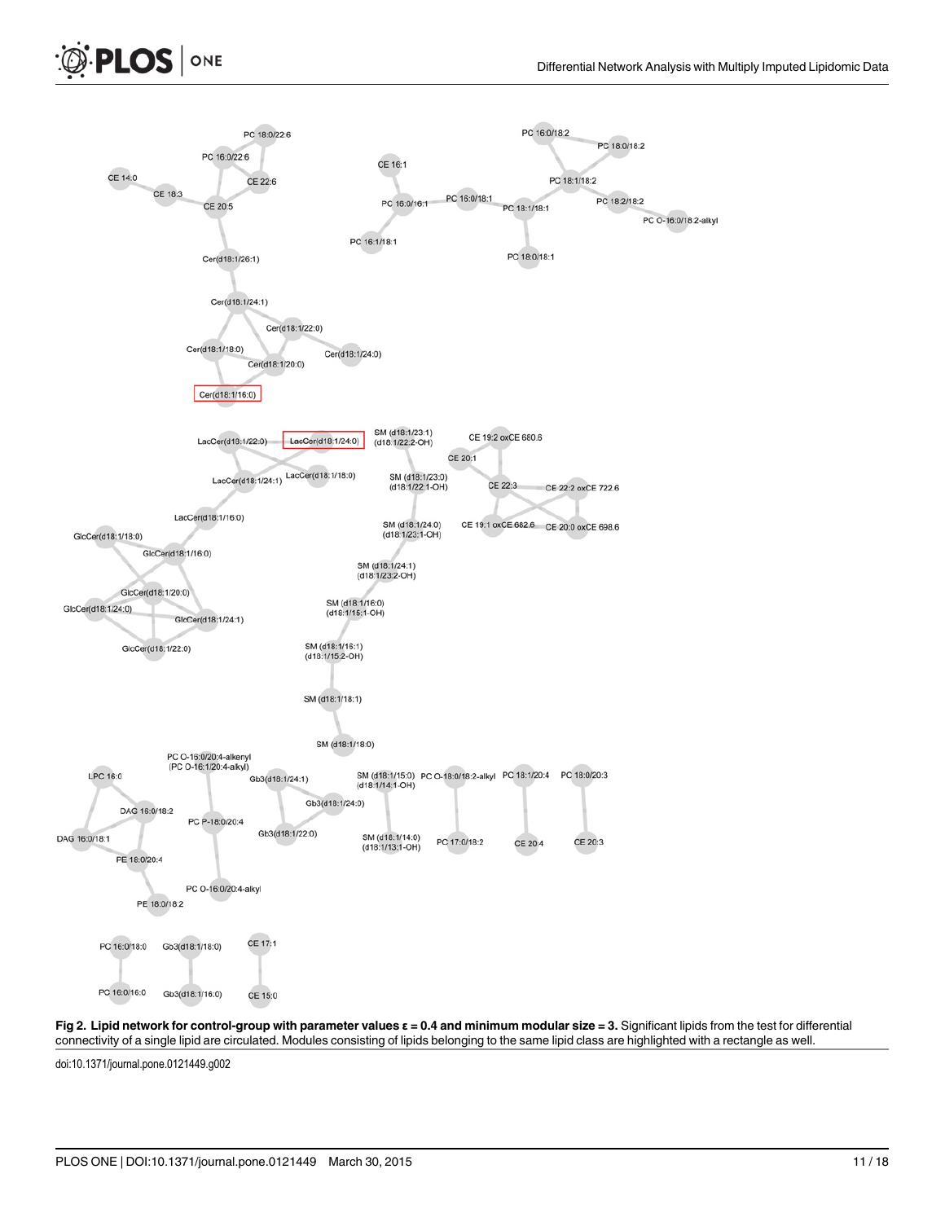**Fig 2. Lipid network for control-group with parameter values ε = 0.4 and minimum modular size = 3.** Significant lipids from the test for differential connectivity of a single lipid are circulated. Modules consisting of lipids belonging to the same lipid class are highlighted with a rectangle as well.

doi:10.1371/journal.pone.0121449.g002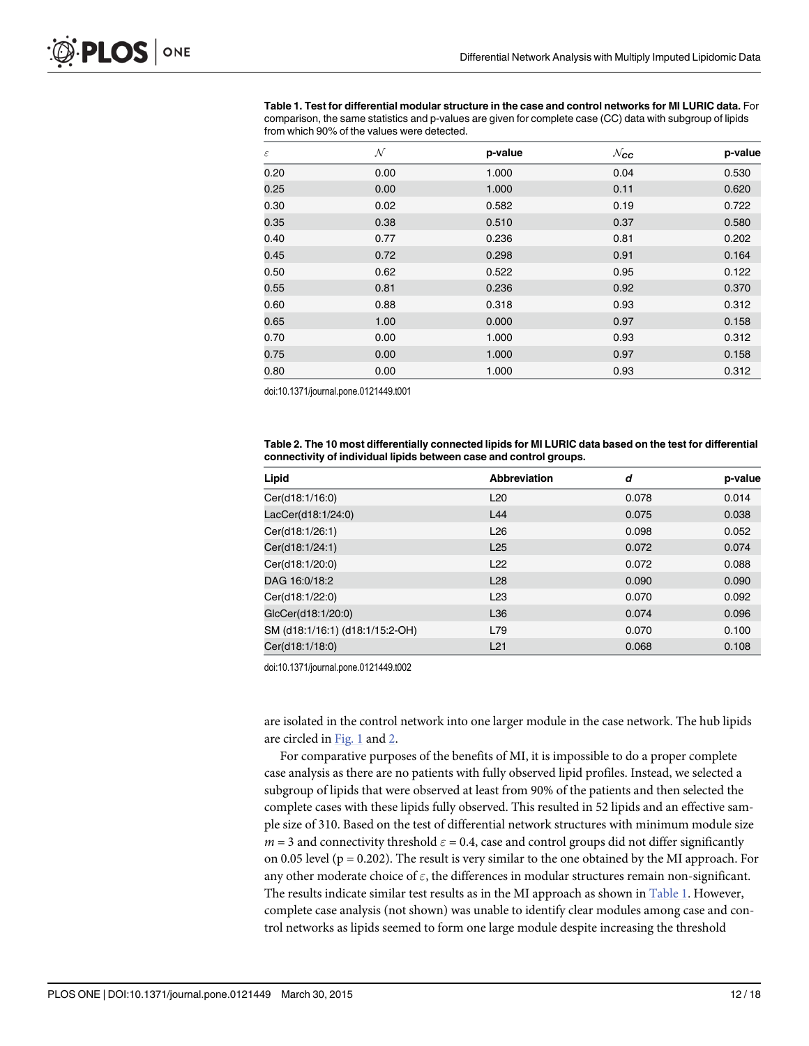**Table 1. Test for differential modular structure in the case and control networks for MI LURIC data.** For comparison, the same statistics and p-values are given for complete case (CC) data with subgroup of lipids from which 90% of the values were detected.

| $\varepsilon$ | $\mathcal{N}$ | p-value | $\mathcal{N}_{CC}$ | p-value |
|---|---|---|---|---|
| 0.20 | 0.00 | 1.000 | 0.04 | 0.530 |
| 0.25 | 0.00 | 1.000 | 0.11 | 0.620 |
| 0.30 | 0.02 | 0.582 | 0.19 | 0.722 |
| 0.35 | 0.38 | 0.510 | 0.37 | 0.580 |
| 0.40 | 0.77 | 0.236 | 0.81 | 0.202 |
| 0.45 | 0.72 | 0.298 | 0.91 | 0.164 |
| 0.50 | 0.62 | 0.522 | 0.95 | 0.122 |
| 0.55 | 0.81 | 0.236 | 0.92 | 0.370 |
| 0.60 | 0.88 | 0.318 | 0.93 | 0.312 |
| 0.65 | 1.00 | 0.000 | 0.97 | 0.158 |
| 0.70 | 0.00 | 1.000 | 0.93 | 0.312 |
| 0.75 | 0.00 | 1.000 | 0.97 | 0.158 |
| 0.80 | 0.00 | 1.000 | 0.93 | 0.312 |

doi:10.1371/journal.pone.0121449.t001

**Table 2. The 10 most differentially connected lipids for MI LURIC data based on the test for differential connectivity of individual lipids between case and control groups.**

| Lipid | Abbreviation | *d* | p-value |
|---|---|---|---|
| Cer(d18:1/16:0) | L20 | 0.078 | 0.014 |
| LacCer(d18:1/24:0) | L44 | 0.075 | 0.038 |
| Cer(d18:1/26:1) | L26 | 0.098 | 0.052 |
| Cer(d18:1/24:1) | L25 | 0.072 | 0.074 |
| Cer(d18:1/20:0) | L22 | 0.072 | 0.088 |
| DAG 16:0/18:2 | L28 | 0.090 | 0.090 |
| Cer(d18:1/22:0) | L23 | 0.070 | 0.092 |
| GlcCer(d18:1/20:0) | L36 | 0.074 | 0.096 |
| SM (d18:1/16:1) (d18:1/15:2-OH) | L79 | 0.070 | 0.100 |
| Cer(d18:1/18:0) | L21 | 0.068 | 0.108 |

doi:10.1371/journal.pone.0121449.t002

are isolated in the control network into one larger module in the case network. The hub lipids are circled in Fig. 1 and 2.

For comparative purposes of the benefits of MI, it is impossible to do a proper complete case analysis as there are no patients with fully observed lipid profiles. Instead, we selected a subgroup of lipids that were observed at least from 90% of the patients and then selected the complete cases with these lipids fully observed. This resulted in 52 lipids and an effective sample size of 310. Based on the test of differential network structures with minimum module size $m = 3$ and connectivity threshold $\varepsilon = 0.4$, case and control groups did not differ significantly on 0.05 level ($p = 0.202$). The result is very similar to the one obtained by the MI approach. For any other moderate choice of $\varepsilon$, the differences in modular structures remain non-significant. The results indicate similar test results as in the MI approach as shown in Table 1. However, complete case analysis (not shown) was unable to identify clear modules among case and control networks as lipids seemed to form one large module despite increasing the threshold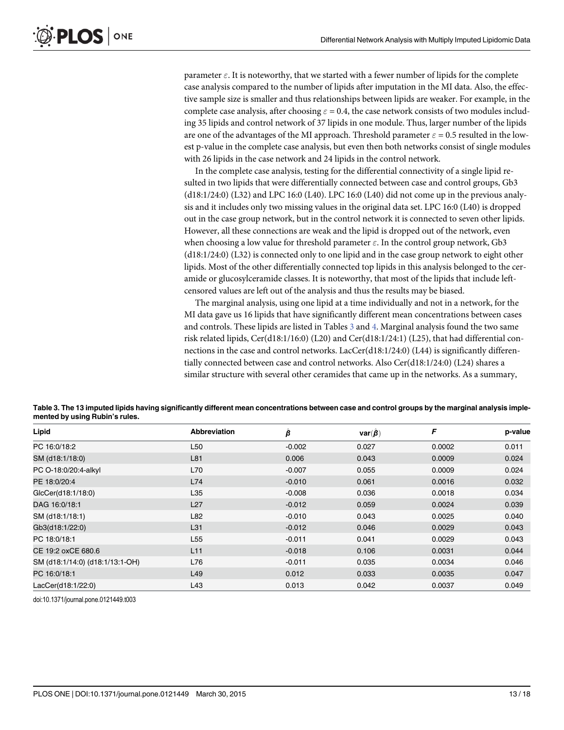parameter $\varepsilon$. It is noteworthy, that we started with a fewer number of lipids for the complete case analysis compared to the number of lipids after imputation in the MI data. Also, the effective sample size is smaller and thus relationships between lipids are weaker. For example, in the complete case analysis, after choosing $\varepsilon = 0.4$, the case network consists of two modules including 35 lipids and control network of 37 lipids in one module. Thus, larger number of the lipids are one of the advantages of the MI approach. Threshold parameter $\varepsilon = 0.5$ resulted in the lowest p-value in the complete case analysis, but even then both networks consist of single modules with 26 lipids in the case network and 24 lipids in the control network.

In the complete case analysis, testing for the differential connectivity of a single lipid resulted in two lipids that were differentially connected between case and control groups, Gb3 (d18:1/24:0) (L32) and LPC 16:0 (L40). LPC 16:0 (L40) did not come up in the previous analysis and it includes only two missing values in the original data set. LPC 16:0 (L40) is dropped out in the case group network, but in the control network it is connected to seven other lipids. However, all these connections are weak and the lipid is dropped out of the network, even when choosing a low value for threshold parameter $\varepsilon$. In the control group network, Gb3 (d18:1/24:0) (L32) is connected only to one lipid and in the case group network to eight other lipids. Most of the other differentially connected top lipids in this analysis belonged to the ceramide or glucosylceramide classes. It is noteworthy, that most of the lipids that include left-censored values are left out of the analysis and thus the results may be biased.

The marginal analysis, using one lipid at a time individually and not in a network, for the MI data gave us 16 lipids that have significantly different mean concentrations between cases and controls. These lipids are listed in Tables 3 and 4. Marginal analysis found the two same risk related lipids, Cer(d18:1/16:0) (L20) and Cer(d18:1/24:1) (L25), that had differential connections in the case and control networks. LacCer(d18:1/24:0) (L44) is significantly differentially connected between case and control networks. Also Cer(d18:1/24:0) (L24) shares a similar structure with several other ceramides that came up in the networks. As a summary,

**Table 3. The 13 imputed lipids having significantly different mean concentrations between case and control groups by the marginal analysis implemented by using Rubin's rules.**

| Lipid | Abbreviation | $\hat{\beta}$ | $\text{var}(\hat{\beta})$ | $F$ | p-value |
|---|---|---|---|---|---|
| PC 16:0/18:2 | L50 | -0.002 | 0.027 | 0.0002 | 0.011 |
| SM (d18:1/18:0) | L81 | 0.006 | 0.043 | 0.0009 | 0.024 |
| PC O-18:0/20:4-alkyl | L70 | -0.007 | 0.055 | 0.0009 | 0.024 |
| PE 18:0/20:4 | L74 | -0.010 | 0.061 | 0.0016 | 0.032 |
| GlcCer(d18:1/18:0) | L35 | -0.008 | 0.036 | 0.0018 | 0.034 |
| DAG 16:0/18:1 | L27 | -0.012 | 0.059 | 0.0024 | 0.039 |
| SM (d18:1/18:1) | L82 | -0.010 | 0.043 | 0.0025 | 0.040 |
| Gb3(d18:1/22:0) | L31 | -0.012 | 0.046 | 0.0029 | 0.043 |
| PC 18:0/18:1 | L55 | -0.011 | 0.041 | 0.0029 | 0.043 |
| CE 19:2 oxCE 680.6 | L11 | -0.018 | 0.106 | 0.0031 | 0.044 |
| SM (d18:1/14:0) (d18:1/13:1-OH) | L76 | -0.011 | 0.035 | 0.0034 | 0.046 |
| PC 16:0/18:1 | L49 | 0.012 | 0.033 | 0.0035 | 0.047 |
| LacCer(d18:1/22:0) | L43 | 0.013 | 0.042 | 0.0037 | 0.049 |

doi:10.1371/journal.pone.0121449.t003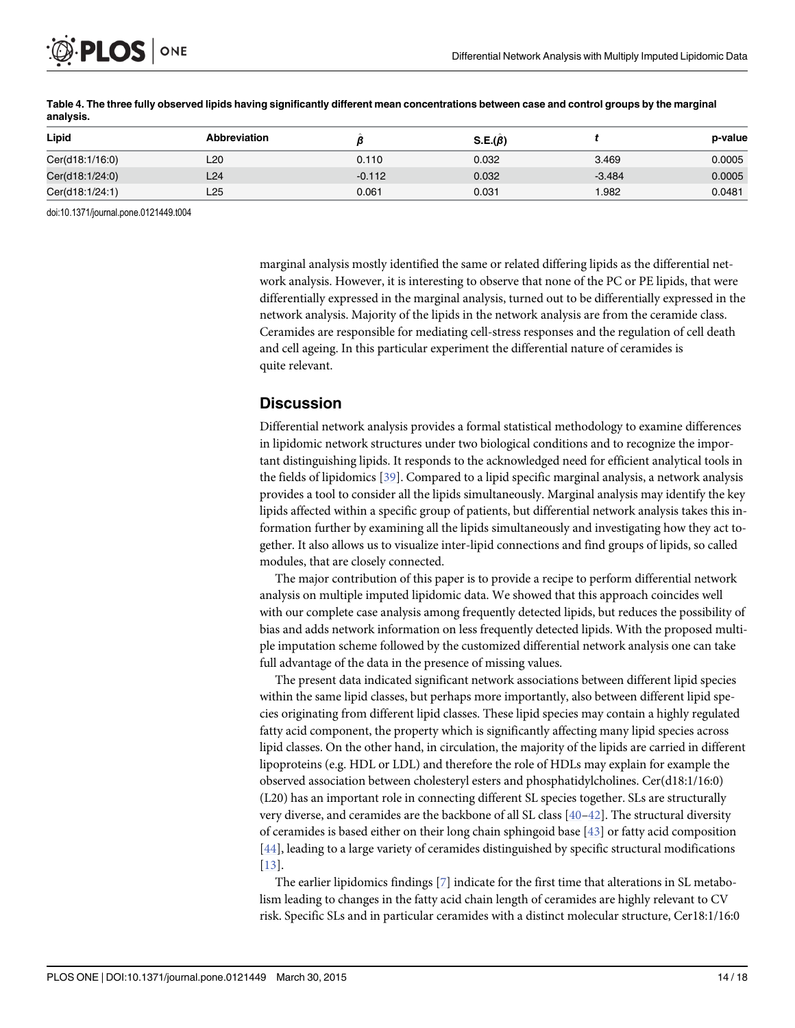**Table 4. The three fully observed lipids having significantly different mean concentrations between case and control groups by the marginal analysis.**

| Lipid | Abbreviation | $\hat{\beta}$ | S.E.($\hat{\beta}$) | $t$ | p-value |
|---|---|---|---|---|---|
| Cer(d18:1/16:0) | L20 | 0.110 | 0.032 | 3.469 | 0.0005 |
| Cer(d18:1/24:0) | L24 | -0.112 | 0.032 | -3.484 | 0.0005 |
| Cer(d18:1/24:1) | L25 | 0.061 | 0.031 | 1.982 | 0.0481 |

doi:10.1371/journal.pone.0121449.t004

marginal analysis mostly identified the same or related differing lipids as the differential network analysis. However, it is interesting to observe that none of the PC or PE lipids, that were differentially expressed in the marginal analysis, turned out to be differentially expressed in the network analysis. Majority of the lipids in the network analysis are from the ceramide class. Ceramides are responsible for mediating cell-stress responses and the regulation of cell death and cell ageing. In this particular experiment the differential nature of ceramides is quite relevant.

## Discussion

Differential network analysis provides a formal statistical methodology to examine differences in lipidomic network structures under two biological conditions and to recognize the important distinguishing lipids. It responds to the acknowledged need for efficient analytical tools in the fields of lipidomics [39]. Compared to a lipid specific marginal analysis, a network analysis provides a tool to consider all the lipids simultaneously. Marginal analysis may identify the key lipids affected within a specific group of patients, but differential network analysis takes this information further by examining all the lipids simultaneously and investigating how they act together. It also allows us to visualize inter-lipid connections and find groups of lipids, so called modules, that are closely connected.

The major contribution of this paper is to provide a recipe to perform differential network analysis on multiple imputed lipidomic data. We showed that this approach coincides well with our complete case analysis among frequently detected lipids, but reduces the possibility of bias and adds network information on less frequently detected lipids. With the proposed multiple imputation scheme followed by the customized differential network analysis one can take full advantage of the data in the presence of missing values.

The present data indicated significant network associations between different lipid species within the same lipid classes, but perhaps more importantly, also between different lipid species originating from different lipid classes. These lipid species may contain a highly regulated fatty acid component, the property which is significantly affecting many lipid species across lipid classes. On the other hand, in circulation, the majority of the lipids are carried in different lipoproteins (e.g. HDL or LDL) and therefore the role of HDLs may explain for example the observed association between cholesteryl esters and phosphatidylcholines. Cer(d18:1/16:0) (L20) has an important role in connecting different SL species together. SLs are structurally very diverse, and ceramides are the backbone of all SL class [40–42]. The structural diversity of ceramides is based either on their long chain sphingoid base [43] or fatty acid composition [44], leading to a large variety of ceramides distinguished by specific structural modifications [13].

The earlier lipidomics findings [7] indicate for the first time that alterations in SL metabolism leading to changes in the fatty acid chain length of ceramides are highly relevant to CV risk. Specific SLs and in particular ceramides with a distinct molecular structure, Cer18:1/16:0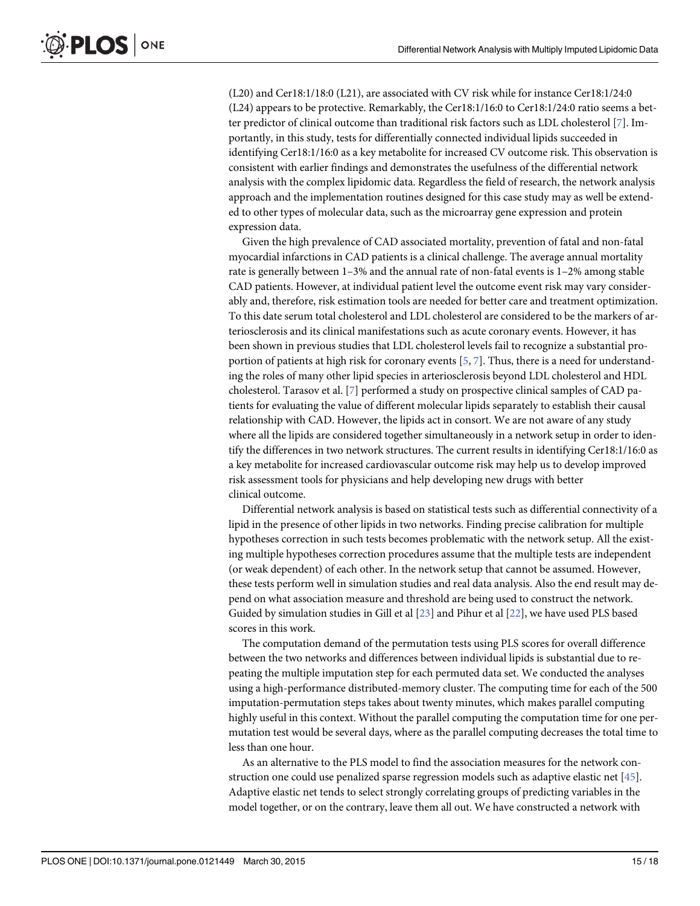(L20) and Cer18:1/18:0 (L21), are associated with CV risk while for instance Cer18:1/24:0 (L24) appears to be protective. Remarkably, the Cer18:1/16:0 to Cer18:1/24:0 ratio seems a better predictor of clinical outcome than traditional risk factors such as LDL cholesterol [7]. Importantly, in this study, tests for differentially connected individual lipids succeeded in identifying Cer18:1/16:0 as a key metabolite for increased CV outcome risk. This observation is consistent with earlier findings and demonstrates the usefulness of the differential network analysis with the complex lipidomic data. Regardless the field of research, the network analysis approach and the implementation routines designed for this case study may as well be extended to other types of molecular data, such as the microarray gene expression and protein expression data.

Given the high prevalence of CAD associated mortality, prevention of fatal and non-fatal myocardial infarctions in CAD patients is a clinical challenge. The average annual mortality rate is generally between 1–3% and the annual rate of non-fatal events is 1–2% among stable CAD patients. However, at individual patient level the outcome event risk may vary considerably and, therefore, risk estimation tools are needed for better care and treatment optimization. To this date serum total cholesterol and LDL cholesterol are considered to be the markers of arteriosclerosis and its clinical manifestations such as acute coronary events. However, it has been shown in previous studies that LDL cholesterol levels fail to recognize a substantial proportion of patients at high risk for coronary events [5, 7]. Thus, there is a need for understanding the roles of many other lipid species in arteriosclerosis beyond LDL cholesterol and HDL cholesterol. Tarasov et al. [7] performed a study on prospective clinical samples of CAD patients for evaluating the value of different molecular lipids separately to establish their causal relationship with CAD. However, the lipids act in consort. We are not aware of any study where all the lipids are considered together simultaneously in a network setup in order to identify the differences in two network structures. The current results in identifying Cer18:1/16:0 as a key metabolite for increased cardiovascular outcome risk may help us to develop improved risk assessment tools for physicians and help developing new drugs with better clinical outcome.

Differential network analysis is based on statistical tests such as differential connectivity of a lipid in the presence of other lipids in two networks. Finding precise calibration for multiple hypotheses correction in such tests becomes problematic with the network setup. All the existing multiple hypotheses correction procedures assume that the multiple tests are independent (or weak dependent) of each other. In the network setup that cannot be assumed. However, these tests perform well in simulation studies and real data analysis. Also the end result may depend on what association measure and threshold are being used to construct the network. Guided by simulation studies in Gill et al [23] and Pihur et al [22], we have used PLS based scores in this work.

The computation demand of the permutation tests using PLS scores for overall difference between the two networks and differences between individual lipids is substantial due to repeating the multiple imputation step for each permuted data set. We conducted the analyses using a high-performance distributed-memory cluster. The computing time for each of the 500 imputation-permutation steps takes about twenty minutes, which makes parallel computing highly useful in this context. Without the parallel computing the computation time for one permutation test would be several days, where as the parallel computing decreases the total time to less than one hour.

As an alternative to the PLS model to find the association measures for the network construction one could use penalized sparse regression models such as adaptive elastic net [45]. Adaptive elastic net tends to select strongly correlating groups of predicting variables in the model together, or on the contrary, leave them all out. We have constructed a network with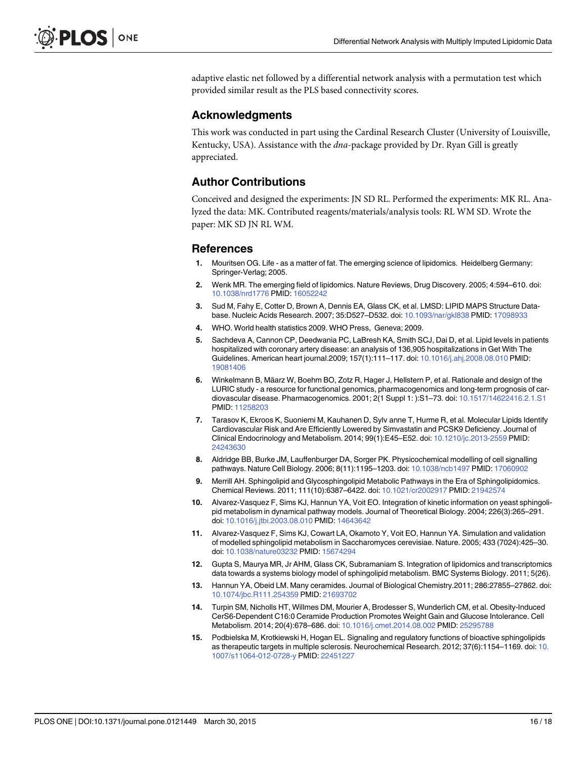adaptive elastic net followed by a differential network analysis with a permutation test which provided similar result as the PLS based connectivity scores.

## Acknowledgments

This work was conducted in part using the Cardinal Research Cluster (University of Louisville, Kentucky, USA). Assistance with the *dna*-package provided by Dr. Ryan Gill is greatly appreciated.

## Author Contributions

Conceived and designed the experiments: JN SD RL. Performed the experiments: MK RL. Analyzed the data: MK. Contributed reagents/materials/analysis tools: RL WM SD. Wrote the paper: MK SD JN RL WM.

## References

1. Mouritsen OG. Life - as a matter of fat. The emerging science of lipidomics. Heidelberg Germany: Springer-Verlag; 2005.
2. Wenk MR. The emerging field of lipidomics. Nature Reviews, Drug Discovery. 2005; 4:594–610. doi: 10.1038/nrd1776 PMID: 16052242
3. Sud M, Fahy E, Cotter D, Brown A, Dennis EA, Glass CK, et al. LMSD: LIPID MAPS Structure Database. Nucleic Acids Research. 2007; 35:D527–D532. doi: 10.1093/nar/gkl838 PMID: 17098933
4. WHO. World health statistics 2009. WHO Press, Geneva; 2009.
5. Sachdeva A, Cannon CP, Deedwania PC, LaBresh KA, Smith SCJ, Dai D, et al. Lipid levels in patients hospitalized with coronary artery disease: an analysis of 136,905 hospitalizations in Get With The Guidelines. American heart journal.2009; 157(1):111–117. doi: 10.1016/j.ahj.2008.08.010 PMID: 19081406
6. Winkelmann B, Määrz W, Boehm BO, Zotz R, Hager J, Hellstern P, et al. Rationale and design of the LURIC study - a resource for functional genomics, pharmacogenomics and long-term prognosis of cardiovascular disease. Pharmacogenomics. 2001; 2(1 Suppl 1: ):S1–73. doi: 10.1517/14622416.2.1.S1 PMID: 11258203
7. Tarasov K, Ekroos K, Suoniemi M, Kauhanen D, Sylv anne T, Hurme R, et al. Molecular Lipids Identify Cardiovascular Risk and Are Efficiently Lowered by Simvastatin and PCSK9 Deficiency. Journal of Clinical Endocrinology and Metabolism. 2014; 99(1):E45–E52. doi: 10.1210/jc.2013-2559 PMID: 24243630
8. Aldridge BB, Burke JM, Lauffenburger DA, Sorger PK. Physicochemical modelling of cell signalling pathways. Nature Cell Biology. 2006; 8(11):1195–1203. doi: 10.1038/ncb1497 PMID: 17060902
9. Merrill AH. Sphingolipid and Glycosphingolipid Metabolic Pathways in the Era of Sphingolipidomics. Chemical Reviews. 2011; 111(10):6387–6422. doi: 10.1021/cr2002917 PMID: 21942574
10. Alvarez-Vasquez F, Sims KJ, Hannun YA, Voit EO. Integration of kinetic information on yeast sphingolipid metabolism in dynamical pathway models. Journal of Theoretical Biology. 2004; 226(3):265–291. doi: 10.1016/j.jtbi.2003.08.010 PMID: 14643642
11. Alvarez-Vasquez F, Sims KJ, Cowart LA, Okamoto Y, Voit EO, Hannun YA. Simulation and validation of modelled sphingolipid metabolism in Saccharomyces cerevisiae. Nature. 2005; 433 (7024):425–30. doi: 10.1038/nature03232 PMID: 15674294
12. Gupta S, Maurya MR, Jr AHM, Glass CK, Subramaniam S. Integration of lipidomics and transcriptomics data towards a systems biology model of sphingolipid metabolism. BMC Systems Biology. 2011; 5(26).
13. Hannun YA, Obeid LM. Many ceramides. Journal of Biological Chemistry.2011; 286:27855–27862. doi: 10.1074/jbc.R111.254359 PMID: 21693702
14. Turpin SM, Nicholls HT, Willmes DM, Mourier A, Brodesser S, Wunderlich CM, et al. Obesity-Induced CerS6-Dependent C16:0 Ceramide Production Promotes Weight Gain and Glucose Intolerance. Cell Metabolism. 2014; 20(4):678–686. doi: 10.1016/j.cmet.2014.08.002 PMID: 25295788
15. Podbielska M, Krotkiewski H, Hogan EL. Signaling and regulatory functions of bioactive sphingolipids as therapeutic targets in multiple sclerosis. Neurochemical Research. 2012; 37(6):1154–1169. doi: 10.1007/s11064-012-0728-y PMID: 22451227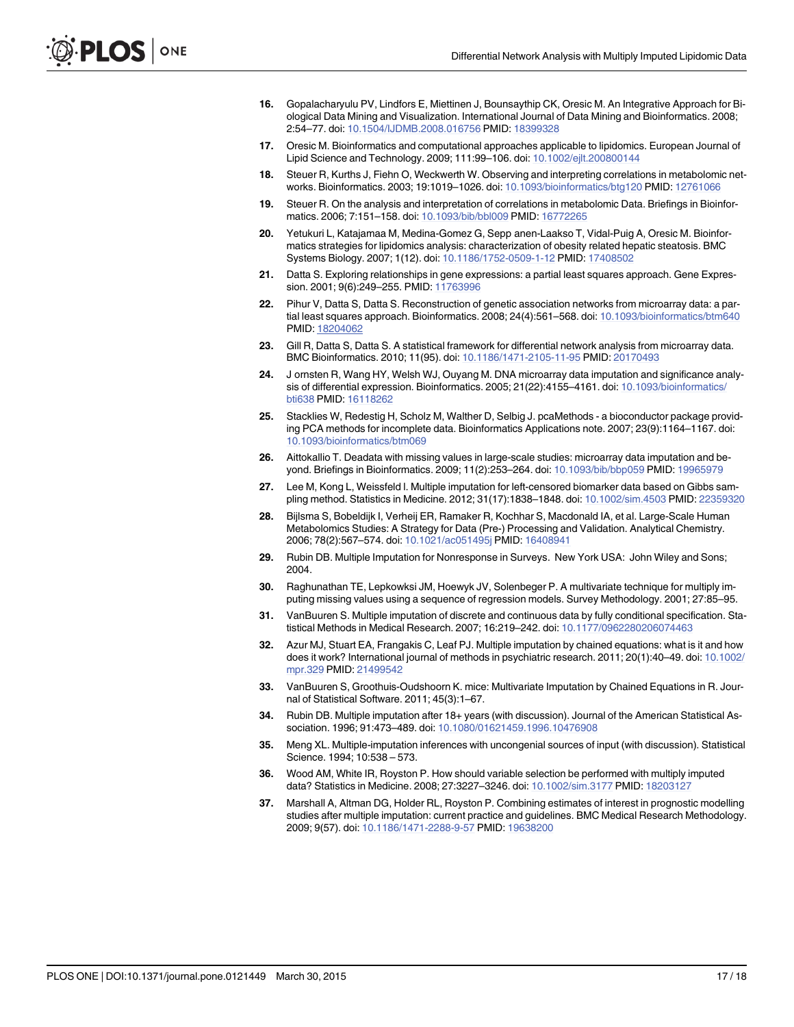16. Gopalacharyulu PV, Lindfors E, Miettinen J, Bounsaythip CK, Oresic M. An Integrative Approach for Biological Data Mining and Visualization. International Journal of Data Mining and Bioinformatics. 2008; 2:54–77. doi: 10.1504/IJDMB.2008.016756 PMID: 18399328

17. Oresic M. Bioinformatics and computational approaches applicable to lipidomics. European Journal of Lipid Science and Technology. 2009; 111:99–106. doi: 10.1002/ejlt.200800144

18. Steuer R, Kurths J, Fiehn O, Weckwerth W. Observing and interpreting correlations in metabolomic networks. Bioinformatics. 2003; 19:1019–1026. doi: 10.1093/bioinformatics/btg120 PMID: 12761066

19. Steuer R. On the analysis and interpretation of correlations in metabolomic Data. Briefings in Bioinformatics. 2006; 7:151–158. doi: 10.1093/bib/bbl009 PMID: 16772265

20. Yetukuri L, Katajamaa M, Medina-Gomez G, Sepp anen-Laakso T, Vidal-Puig A, Oresic M. Bioinformatics strategies for lipidomics analysis: characterization of obesity related hepatic steatosis. BMC Systems Biology. 2007; 1(12). doi: 10.1186/1752-0509-1-12 PMID: 17408502

21. Datta S. Exploring relationships in gene expressions: a partial least squares approach. Gene Expression. 2001; 9(6):249–255. PMID: 11763996

22. Pihur V, Datta S, Datta S. Reconstruction of genetic association networks from microarray data: a partial least squares approach. Bioinformatics. 2008; 24(4):561–568. doi: 10.1093/bioinformatics/btm640 PMID: 18204062

23. Gill R, Datta S, Datta S. A statistical framework for differential network analysis from microarray data. BMC Bioinformatics. 2010; 11(95). doi: 10.1186/1471-2105-11-95 PMID: 20170493

24. J ornsten R, Wang HY, Welsh WJ, Ouyang M. DNA microarray data imputation and significance analysis of differential expression. Bioinformatics. 2005; 21(22):4155–4161. doi: 10.1093/bioinformatics/bti638 PMID: 16118262

25. Stacklies W, Redestig H, Scholz M, Walther D, Selbig J. pcaMethods - a bioconductor package providing PCA methods for incomplete data. Bioinformatics Applications note. 2007; 23(9):1164–1167. doi: 10.1093/bioinformatics/btm069

26. Aittokallio T. Deadata with missing values in large-scale studies: microarray data imputation and beyond. Briefings in Bioinformatics. 2009; 11(2):253–264. doi: 10.1093/bib/bbp059 PMID: 19965979

27. Lee M, Kong L, Weissfeld I. Multiple imputation for left-censored biomarker data based on Gibbs sampling method. Statistics in Medicine. 2012; 31(17):1838–1848. doi: 10.1002/sim.4503 PMID: 22359320

28. Bijlsma S, Bobeldijk I, Verheij ER, Ramaker R, Kochhar S, Macdonald IA, et al. Large-Scale Human Metabolomics Studies: A Strategy for Data (Pre-) Processing and Validation. Analytical Chemistry. 2006; 78(2):567–574. doi: 10.1021/ac051495j PMID: 16408941

29. Rubin DB. Multiple Imputation for Nonresponse in Surveys. New York USA: John Wiley and Sons; 2004.

30. Raghunathan TE, Lepkowksi JM, Hoewyk JV, Solenbeger P. A multivariate technique for multiply imputing missing values using a sequence of regression models. Survey Methodology. 2001; 27:85–95.

31. VanBuuren S. Multiple imputation of discrete and continuous data by fully conditional specification. Statistical Methods in Medical Research. 2007; 16:219–242. doi: 10.1177/0962280206074463

32. Azur MJ, Stuart EA, Frangakis C, Leaf PJ. Multiple imputation by chained equations: what is it and how does it work? International journal of methods in psychiatric research. 2011; 20(1):40–49. doi: 10.1002/mpr.329 PMID: 21499542

33. VanBuuren S, Groothuis-Oudshoorn K. mice: Multivariate Imputation by Chained Equations in R. Journal of Statistical Software. 2011; 45(3):1–67.

34. Rubin DB. Multiple imputation after 18+ years (with discussion). Journal of the American Statistical Association. 1996; 91:473–489. doi: 10.1080/01621459.1996.10476908

35. Meng XL. Multiple-imputation inferences with uncongenial sources of input (with discussion). Statistical Science. 1994; 10:538 – 573.

36. Wood AM, White IR, Royston P. How should variable selection be performed with multiply imputed data? Statistics in Medicine. 2008; 27:3227–3246. doi: 10.1002/sim.3177 PMID: 18203127

37. Marshall A, Altman DG, Holder RL, Royston P. Combining estimates of interest in prognostic modelling studies after multiple imputation: current practice and guidelines. BMC Medical Research Methodology. 2009; 9(57). doi: 10.1186/1471-2288-9-57 PMID: 19638200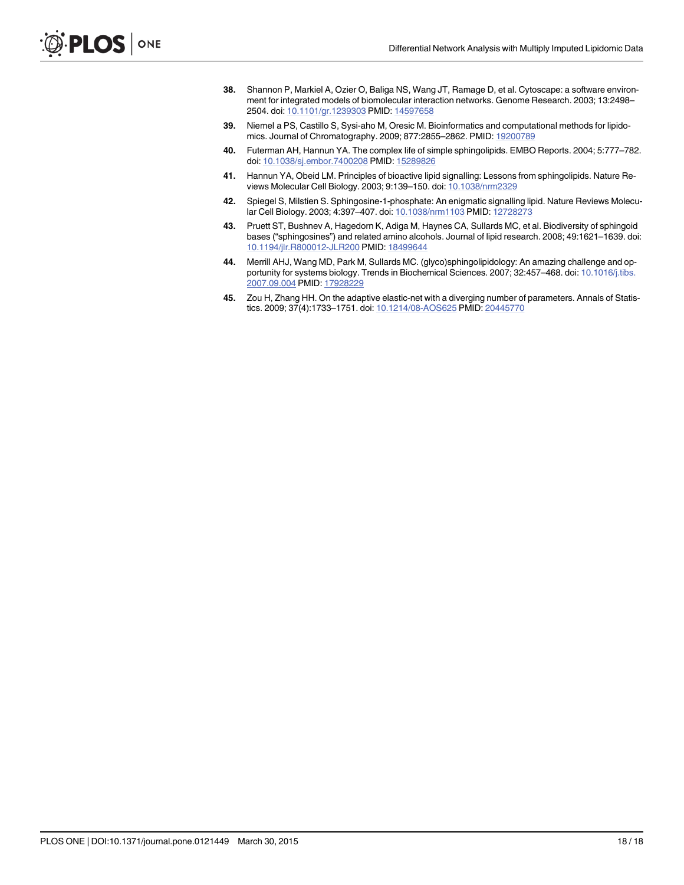38. Shannon P, Markiel A, Ozier O, Baliga NS, Wang JT, Ramage D, et al. Cytoscape: a software environment for integrated models of biomolecular interaction networks. Genome Research. 2003; 13:2498–2504. doi: 10.1101/gr.1239303 PMID: 14597658

39. Niemel a PS, Castillo S, Sysi-aho M, Oresic M. Bioinformatics and computational methods for lipidomics. Journal of Chromatography. 2009; 877:2855–2862. PMID: 19200789

40. Futerman AH, Hannun YA. The complex life of simple sphingolipids. EMBO Reports. 2004; 5:777–782. doi: 10.1038/sj.embor.7400208 PMID: 15289826

41. Hannun YA, Obeid LM. Principles of bioactive lipid signalling: Lessons from sphingolipids. Nature Reviews Molecular Cell Biology. 2003; 9:139–150. doi: 10.1038/nrm2329

42. Spiegel S, Milstien S. Sphingosine-1-phosphate: An enigmatic signalling lipid. Nature Reviews Molecular Cell Biology. 2003; 4:397–407. doi: 10.1038/nrm1103 PMID: 12728273

43. Pruett ST, Bushnev A, Hagedorn K, Adiga M, Haynes CA, Sullards MC, et al. Biodiversity of sphingoid bases ("sphingosines") and related amino alcohols. Journal of lipid research. 2008; 49:1621–1639. doi: 10.1194/jlr.R800012-JLR200 PMID: 18499644

44. Merrill AHJ, Wang MD, Park M, Sullards MC. (glyco)sphingolipidology: An amazing challenge and opportunity for systems biology. Trends in Biochemical Sciences. 2007; 32:457–468. doi: 10.1016/j.tibs.2007.09.004 PMID: 17928229

45. Zou H, Zhang HH. On the adaptive elastic-net with a diverging number of parameters. Annals of Statistics. 2009; 37(4):1733–1751. doi: 10.1214/08-AOS625 PMID: 20445770